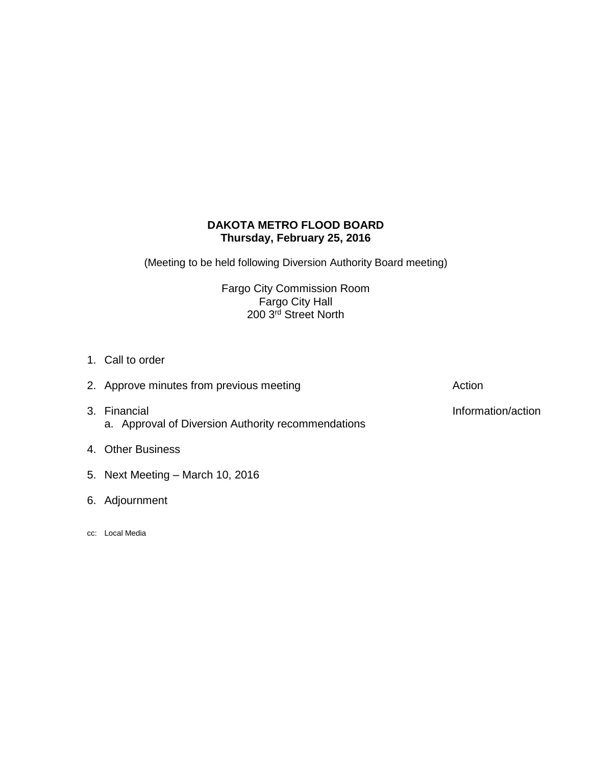**DAKOTA METRO FLOOD BOARD**
**Thursday, February 25, 2016**

(Meeting to be held following Diversion Authority Board meeting)

Fargo City Commission Room
Fargo City Hall
200 3rd Street North

1. Call to order
2. Approve minutes from previous meeting — Action
3. Financial — Information/action
   a. Approval of Diversion Authority recommendations
4. Other Business
5. Next Meeting – March 10, 2016
6. Adjournment

cc: Local Media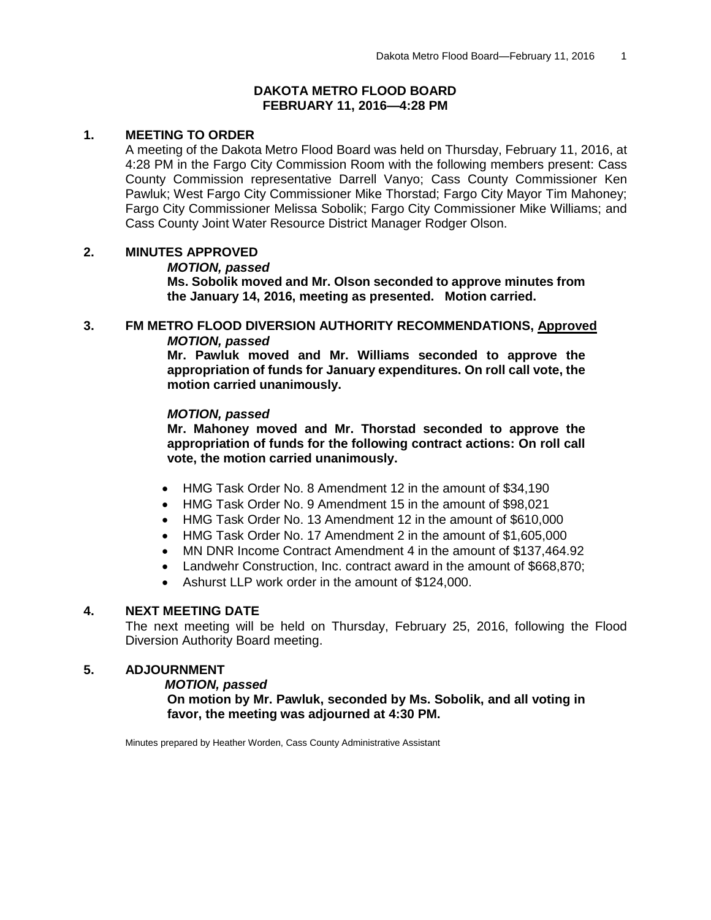**DAKOTA METRO FLOOD BOARD**
**FEBRUARY 11, 2016—4:28 PM**

## 1. MEETING TO ORDER

A meeting of the Dakota Metro Flood Board was held on Thursday, February 11, 2016, at 4:28 PM in the Fargo City Commission Room with the following members present: Cass County Commission representative Darrell Vanyo; Cass County Commissioner Ken Pawluk; West Fargo City Commissioner Mike Thorstad; Fargo City Mayor Tim Mahoney; Fargo City Commissioner Melissa Sobolik; Fargo City Commissioner Mike Williams; and Cass County Joint Water Resource District Manager Rodger Olson.

## 2. MINUTES APPROVED

***MOTION, passed***
**Ms. Sobolik moved and Mr. Olson seconded to approve minutes from the January 14, 2016, meeting as presented. Motion carried.**

## 3. FM METRO FLOOD DIVERSION AUTHORITY RECOMMENDATIONS, Approved

***MOTION, passed***
**Mr. Pawluk moved and Mr. Williams seconded to approve the appropriation of funds for January expenditures. On roll call vote, the motion carried unanimously.**

***MOTION, passed***
**Mr. Mahoney moved and Mr. Thorstad seconded to approve the appropriation of funds for the following contract actions: On roll call vote, the motion carried unanimously.**

- HMG Task Order No. 8 Amendment 12 in the amount of $34,190
- HMG Task Order No. 9 Amendment 15 in the amount of $98,021
- HMG Task Order No. 13 Amendment 12 in the amount of $610,000
- HMG Task Order No. 17 Amendment 2 in the amount of $1,605,000
- MN DNR Income Contract Amendment 4 in the amount of $137,464.92
- Landwehr Construction, Inc. contract award in the amount of $668,870;
- Ashurst LLP work order in the amount of $124,000.

## 4. NEXT MEETING DATE

The next meeting will be held on Thursday, February 25, 2016, following the Flood Diversion Authority Board meeting.

## 5. ADJOURNMENT

***MOTION, passed***
**On motion by Mr. Pawluk, seconded by Ms. Sobolik, and all voting in favor, the meeting was adjourned at 4:30 PM.**

Minutes prepared by Heather Worden, Cass County Administrative Assistant